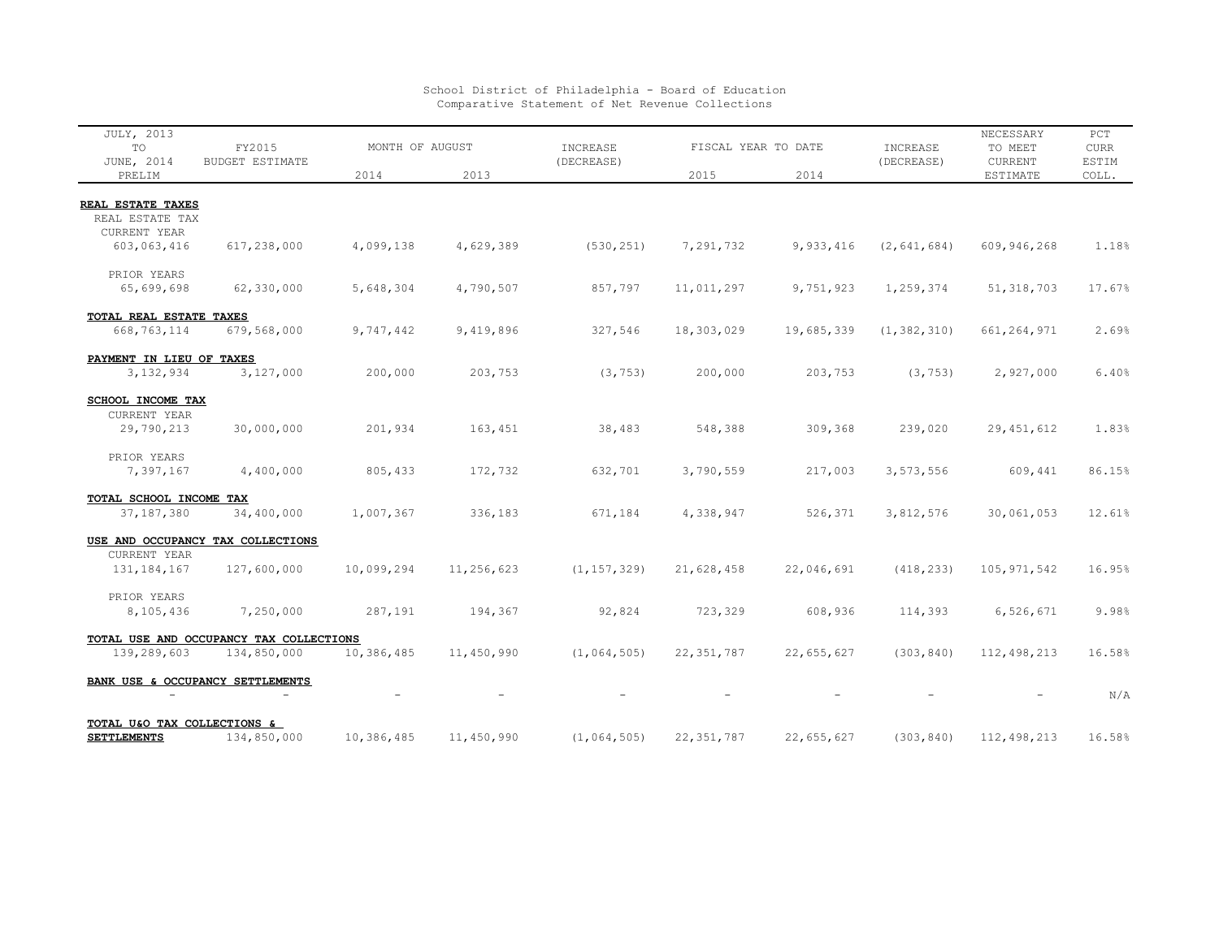School District of Philadelphia - Board of Education
Comparative Statement of Net Revenue Collections

| JULY, 2013 TO JUNE, 2014 PRELIM | FY2015 BUDGET ESTIMATE | MONTH OF AUGUST 2014 | MONTH OF AUGUST 2013 | INCREASE (DECREASE) | FISCAL YEAR TO DATE 2015 | FISCAL YEAR TO DATE 2014 | INCREASE (DECREASE) | NECESSARY TO MEET CURRENT ESTIMATE | PCT CURR ESTIM COLL. |
|---|---|---|---|---|---|---|---|---|---|
| **REAL ESTATE TAXES** | | | | | | | | | |
| REAL ESTATE TAX | | | | | | | | | |
| CURRENT YEAR | | | | | | | | | |
| 603,063,416 | 617,238,000 | 4,099,138 | 4,629,389 | (530,251) | 7,291,732 | 9,933,416 | (2,641,684) | 609,946,268 | 1.18% |
| PRIOR YEARS | | | | | | | | | |
| 65,699,698 | 62,330,000 | 5,648,304 | 4,790,507 | 857,797 | 11,011,297 | 9,751,923 | 1,259,374 | 51,318,703 | 17.67% |
| **TOTAL REAL ESTATE TAXES** | | | | | | | | | |
| 668,763,114 | 679,568,000 | 9,747,442 | 9,419,896 | 327,546 | 18,303,029 | 19,685,339 | (1,382,310) | 661,264,971 | 2.69% |
| **PAYMENT IN LIEU OF TAXES** | | | | | | | | | |
| 3,132,934 | 3,127,000 | 200,000 | 203,753 | (3,753) | 200,000 | 203,753 | (3,753) | 2,927,000 | 6.40% |
| **SCHOOL INCOME TAX** | | | | | | | | | |
| CURRENT YEAR | | | | | | | | | |
| 29,790,213 | 30,000,000 | 201,934 | 163,451 | 38,483 | 548,388 | 309,368 | 239,020 | 29,451,612 | 1.83% |
| PRIOR YEARS | | | | | | | | | |
| 7,397,167 | 4,400,000 | 805,433 | 172,732 | 632,701 | 3,790,559 | 217,003 | 3,573,556 | 609,441 | 86.15% |
| **TOTAL SCHOOL INCOME TAX** | | | | | | | | | |
| 37,187,380 | 34,400,000 | 1,007,367 | 336,183 | 671,184 | 4,338,947 | 526,371 | 3,812,576 | 30,061,053 | 12.61% |
| **USE AND OCCUPANCY TAX COLLECTIONS** | | | | | | | | | |
| CURRENT YEAR | | | | | | | | | |
| 131,184,167 | 127,600,000 | 10,099,294 | 11,256,623 | (1,157,329) | 21,628,458 | 22,046,691 | (418,233) | 105,971,542 | 16.95% |
| PRIOR YEARS | | | | | | | | | |
| 8,105,436 | 7,250,000 | 287,191 | 194,367 | 92,824 | 723,329 | 608,936 | 114,393 | 6,526,671 | 9.98% |
| **TOTAL USE AND OCCUPANCY TAX COLLECTIONS** | | | | | | | | | |
| 139,289,603 | 134,850,000 | 10,386,485 | 11,450,990 | (1,064,505) | 22,351,787 | 22,655,627 | (303,840) | 112,498,213 | 16.58% |
| **BANK USE & OCCUPANCY SETTLEMENTS** | | | | | | | | | |
| - | - | - | - | - | - | - | - | - | N/A |
| **TOTAL U&O TAX COLLECTIONS & SETTLEMENTS** | 134,850,000 | 10,386,485 | 11,450,990 | (1,064,505) | 22,351,787 | 22,655,627 | (303,840) | 112,498,213 | 16.58% |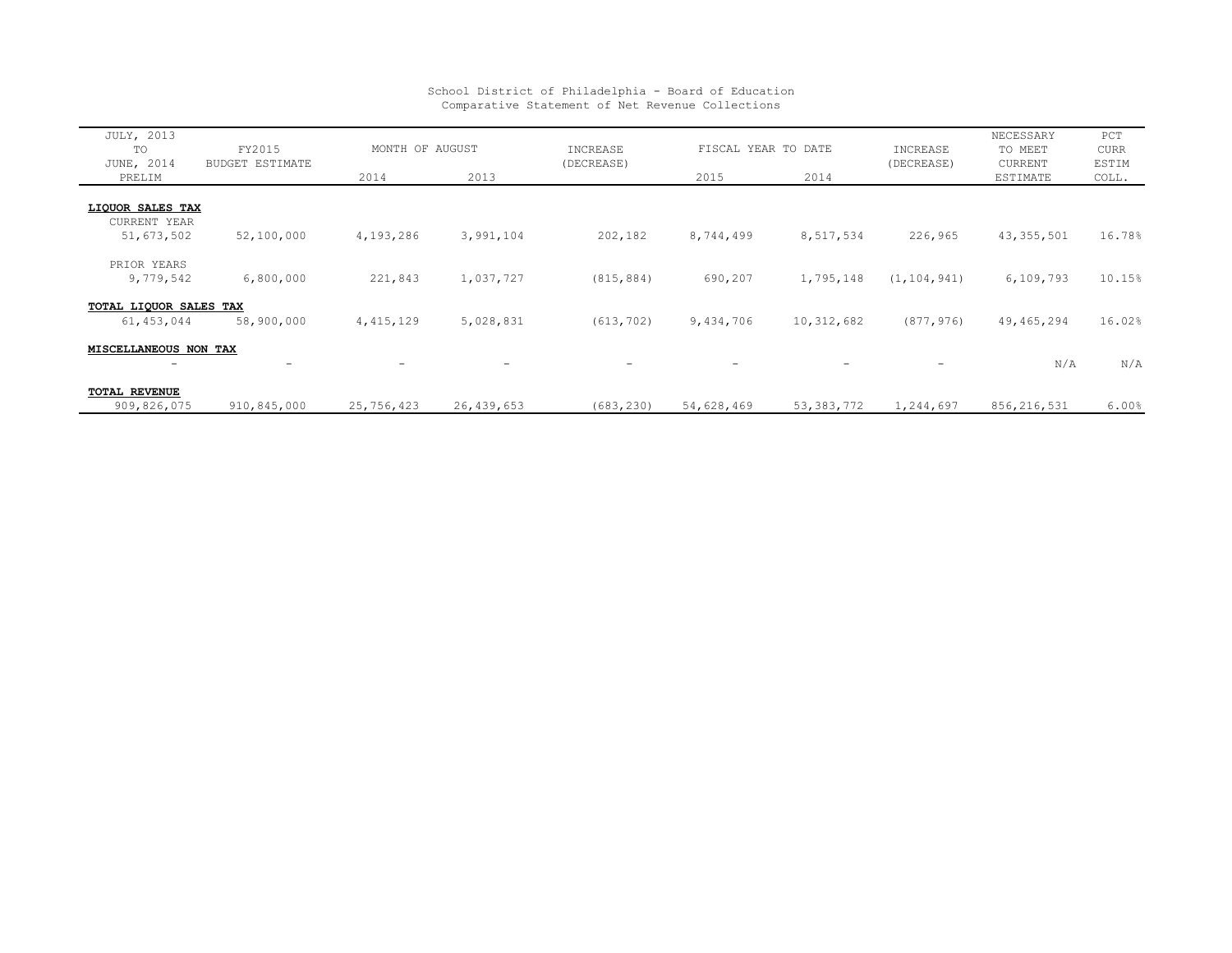School District of Philadelphia - Board of Education
Comparative Statement of Net Revenue Collections

| JULY, 2013 TO JUNE, 2014 PRELIM | FY2015 BUDGET ESTIMATE | MONTH OF AUGUST | | INCREASE (DECREASE) | FISCAL YEAR TO DATE | | INCREASE (DECREASE) | NECESSARY TO MEET CURRENT ESTIMATE | PCT CURR ESTIM COLL. |
|---|---|---|---|---|---|---|---|---|---|
| | | 2014 | 2013 | | 2015 | 2014 | | | |
| **LIQUOR SALES TAX** | | | | | | | | | |
| CURRENT YEAR | | | | | | | | | |
| 51,673,502 | 52,100,000 | 4,193,286 | 3,991,104 | 202,182 | 8,744,499 | 8,517,534 | 226,965 | 43,355,501 | 16.78% |
| PRIOR YEARS | | | | | | | | | |
| 9,779,542 | 6,800,000 | 221,843 | 1,037,727 | (815,884) | 690,207 | 1,795,148 | (1,104,941) | 6,109,793 | 10.15% |
| **TOTAL LIQUOR SALES TAX** | | | | | | | | | |
| 61,453,044 | 58,900,000 | 4,415,129 | 5,028,831 | (613,702) | 9,434,706 | 10,312,682 | (877,976) | 49,465,294 | 16.02% |
| **MISCELLANEOUS NON TAX** | | | | | | | | | |
| - | - | - | - | - | - | - | - | N/A | N/A |
| **TOTAL REVENUE** | | | | | | | | | |
| 909,826,075 | 910,845,000 | 25,756,423 | 26,439,653 | (683,230) | 54,628,469 | 53,383,772 | 1,244,697 | 856,216,531 | 6.00% |